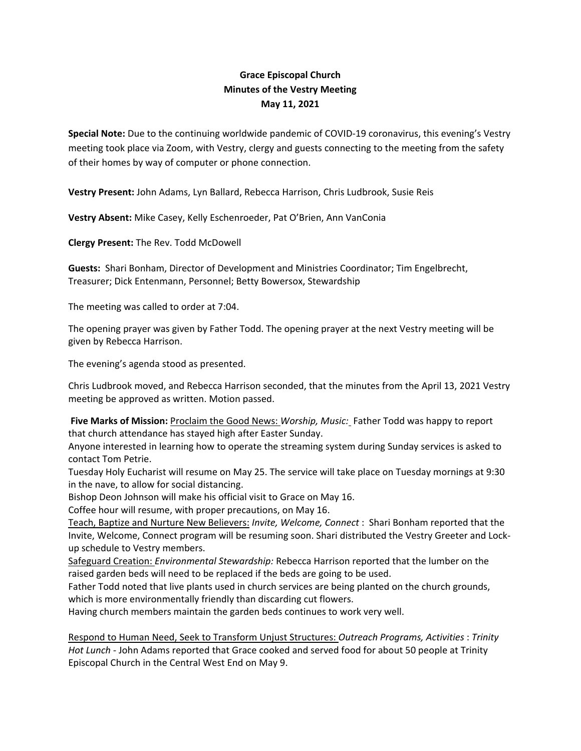**Grace Episcopal Church**
**Minutes of the Vestry Meeting**
**May 11, 2021**

**Special Note:** Due to the continuing worldwide pandemic of COVID-19 coronavirus, this evening's Vestry meeting took place via Zoom, with Vestry, clergy and guests connecting to the meeting from the safety of their homes by way of computer or phone connection.

**Vestry Present:** John Adams, Lyn Ballard, Rebecca Harrison, Chris Ludbrook, Susie Reis

**Vestry Absent:** Mike Casey, Kelly Eschenroeder, Pat O'Brien, Ann VanConia

**Clergy Present:** The Rev. Todd McDowell

**Guests:** Shari Bonham, Director of Development and Ministries Coordinator; Tim Engelbrecht, Treasurer; Dick Entenmann, Personnel; Betty Bowersox, Stewardship

The meeting was called to order at 7:04.

The opening prayer was given by Father Todd. The opening prayer at the next Vestry meeting will be given by Rebecca Harrison.

The evening's agenda stood as presented.

Chris Ludbrook moved, and Rebecca Harrison seconded, that the minutes from the April 13, 2021 Vestry meeting be approved as written. Motion passed.

**Five Marks of Mission:** Proclaim the Good News: *Worship, Music:* Father Todd was happy to report that church attendance has stayed high after Easter Sunday.
Anyone interested in learning how to operate the streaming system during Sunday services is asked to contact Tom Petrie.
Tuesday Holy Eucharist will resume on May 25. The service will take place on Tuesday mornings at 9:30 in the nave, to allow for social distancing.
Bishop Deon Johnson will make his official visit to Grace on May 16.
Coffee hour will resume, with proper precautions, on May 16.
Teach, Baptize and Nurture New Believers: *Invite, Welcome, Connect* : Shari Bonham reported that the Invite, Welcome, Connect program will be resuming soon. Shari distributed the Vestry Greeter and Lock-up schedule to Vestry members.
Safeguard Creation: *Environmental Stewardship:* Rebecca Harrison reported that the lumber on the raised garden beds will need to be replaced if the beds are going to be used.
Father Todd noted that live plants used in church services are being planted on the church grounds, which is more environmentally friendly than discarding cut flowers.
Having church members maintain the garden beds continues to work very well.

Respond to Human Need, Seek to Transform Unjust Structures: *Outreach Programs, Activities* : *Trinity Hot Lunch* - John Adams reported that Grace cooked and served food for about 50 people at Trinity Episcopal Church in the Central West End on May 9.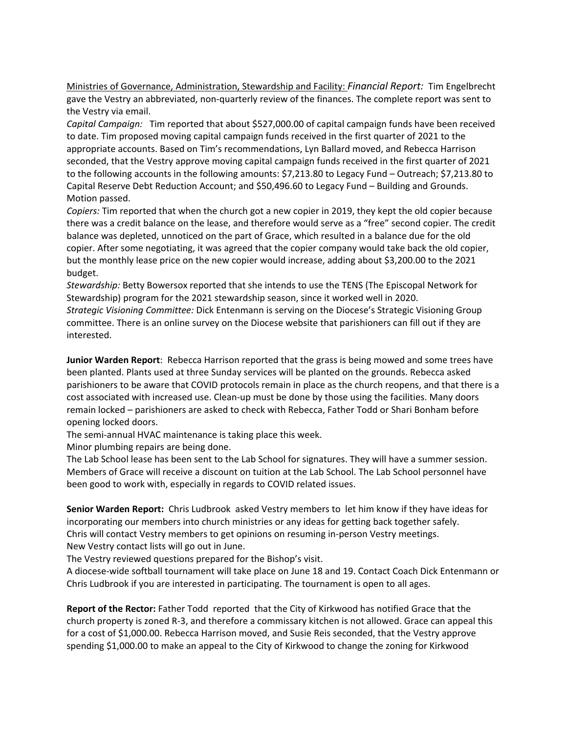Ministries of Governance, Administration, Stewardship and Facility: *Financial Report:* Tim Engelbrecht gave the Vestry an abbreviated, non-quarterly review of the finances. The complete report was sent to the Vestry via email.

*Capital Campaign:* Tim reported that about $527,000.00 of capital campaign funds have been received to date. Tim proposed moving capital campaign funds received in the first quarter of 2021 to the appropriate accounts. Based on Tim's recommendations, Lyn Ballard moved, and Rebecca Harrison seconded, that the Vestry approve moving capital campaign funds received in the first quarter of 2021 to the following accounts in the following amounts: $7,213.80 to Legacy Fund – Outreach; $7,213.80 to Capital Reserve Debt Reduction Account; and $50,496.60 to Legacy Fund – Building and Grounds. Motion passed.

*Copiers:* Tim reported that when the church got a new copier in 2019, they kept the old copier because there was a credit balance on the lease, and therefore would serve as a "free" second copier. The credit balance was depleted, unnoticed on the part of Grace, which resulted in a balance due for the old copier. After some negotiating, it was agreed that the copier company would take back the old copier, but the monthly lease price on the new copier would increase, adding about $3,200.00 to the 2021 budget.

*Stewardship:* Betty Bowersox reported that she intends to use the TENS (The Episcopal Network for Stewardship) program for the 2021 stewardship season, since it worked well in 2020.

*Strategic Visioning Committee:* Dick Entenmann is serving on the Diocese's Strategic Visioning Group committee. There is an online survey on the Diocese website that parishioners can fill out if they are interested.

**Junior Warden Report**: Rebecca Harrison reported that the grass is being mowed and some trees have been planted. Plants used at three Sunday services will be planted on the grounds. Rebecca asked parishioners to be aware that COVID protocols remain in place as the church reopens, and that there is a cost associated with increased use. Clean-up must be done by those using the facilities. Many doors remain locked – parishioners are asked to check with Rebecca, Father Todd or Shari Bonham before opening locked doors.

The semi-annual HVAC maintenance is taking place this week.

Minor plumbing repairs are being done.

The Lab School lease has been sent to the Lab School for signatures. They will have a summer session. Members of Grace will receive a discount on tuition at the Lab School. The Lab School personnel have been good to work with, especially in regards to COVID related issues.

**Senior Warden Report:** Chris Ludbrook asked Vestry members to let him know if they have ideas for incorporating our members into church ministries or any ideas for getting back together safely.

Chris will contact Vestry members to get opinions on resuming in-person Vestry meetings.

New Vestry contact lists will go out in June.

The Vestry reviewed questions prepared for the Bishop's visit.

A diocese-wide softball tournament will take place on June 18 and 19. Contact Coach Dick Entenmann or Chris Ludbrook if you are interested in participating. The tournament is open to all ages.

**Report of the Rector:** Father Todd reported that the City of Kirkwood has notified Grace that the church property is zoned R-3, and therefore a commissary kitchen is not allowed. Grace can appeal this for a cost of $1,000.00. Rebecca Harrison moved, and Susie Reis seconded, that the Vestry approve spending $1,000.00 to make an appeal to the City of Kirkwood to change the zoning for Kirkwood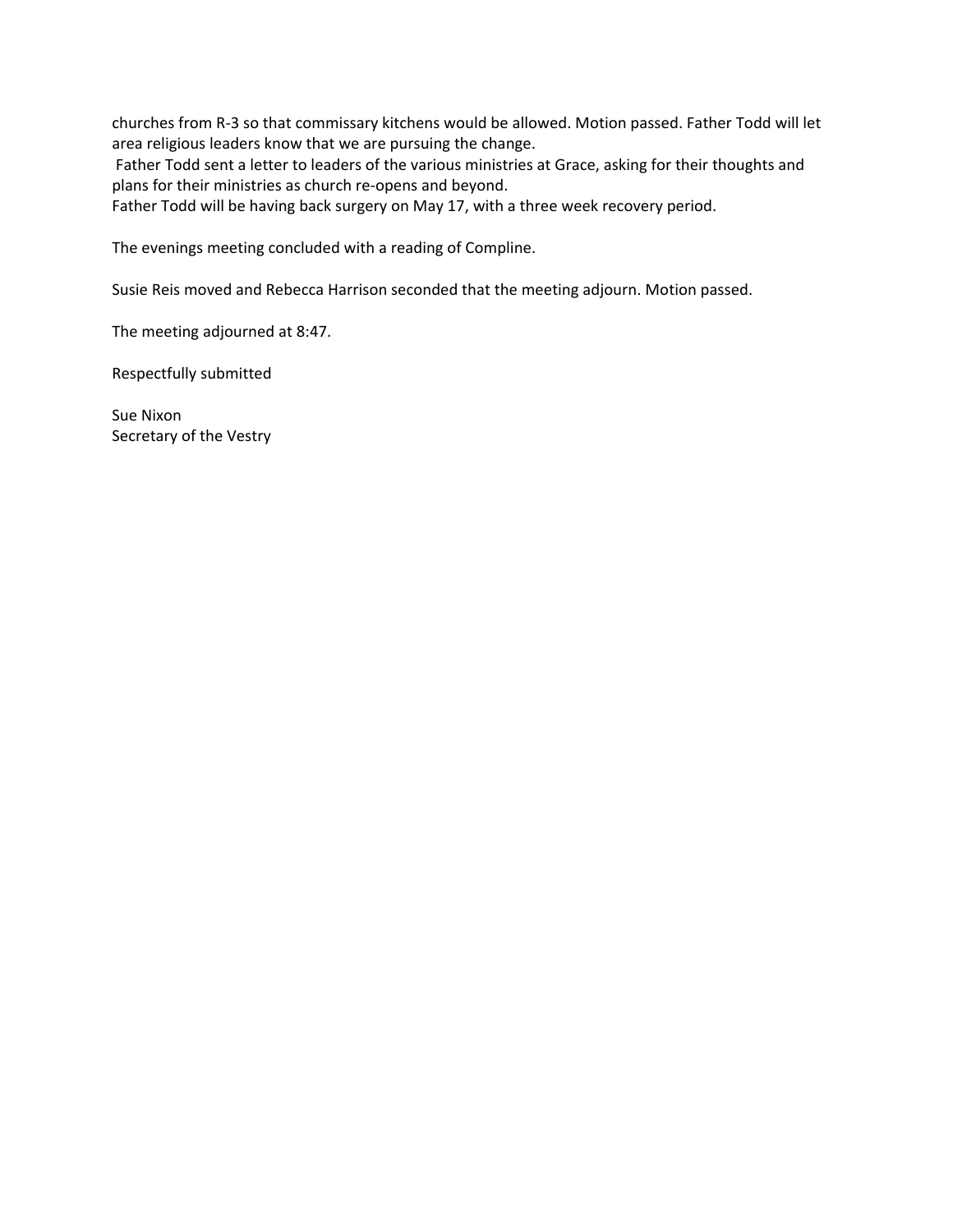churches from R-3 so that commissary kitchens would be allowed. Motion passed. Father Todd will let area religious leaders know that we are pursuing the change.
Father Todd sent a letter to leaders of the various ministries at Grace, asking for their thoughts and plans for their ministries as church re-opens and beyond.
Father Todd will be having back surgery on May 17, with a three week recovery period.

The evenings meeting concluded with a reading of Compline.

Susie Reis moved and Rebecca Harrison seconded that the meeting adjourn. Motion passed.

The meeting adjourned at 8:47.

Respectfully submitted

Sue Nixon
Secretary of the Vestry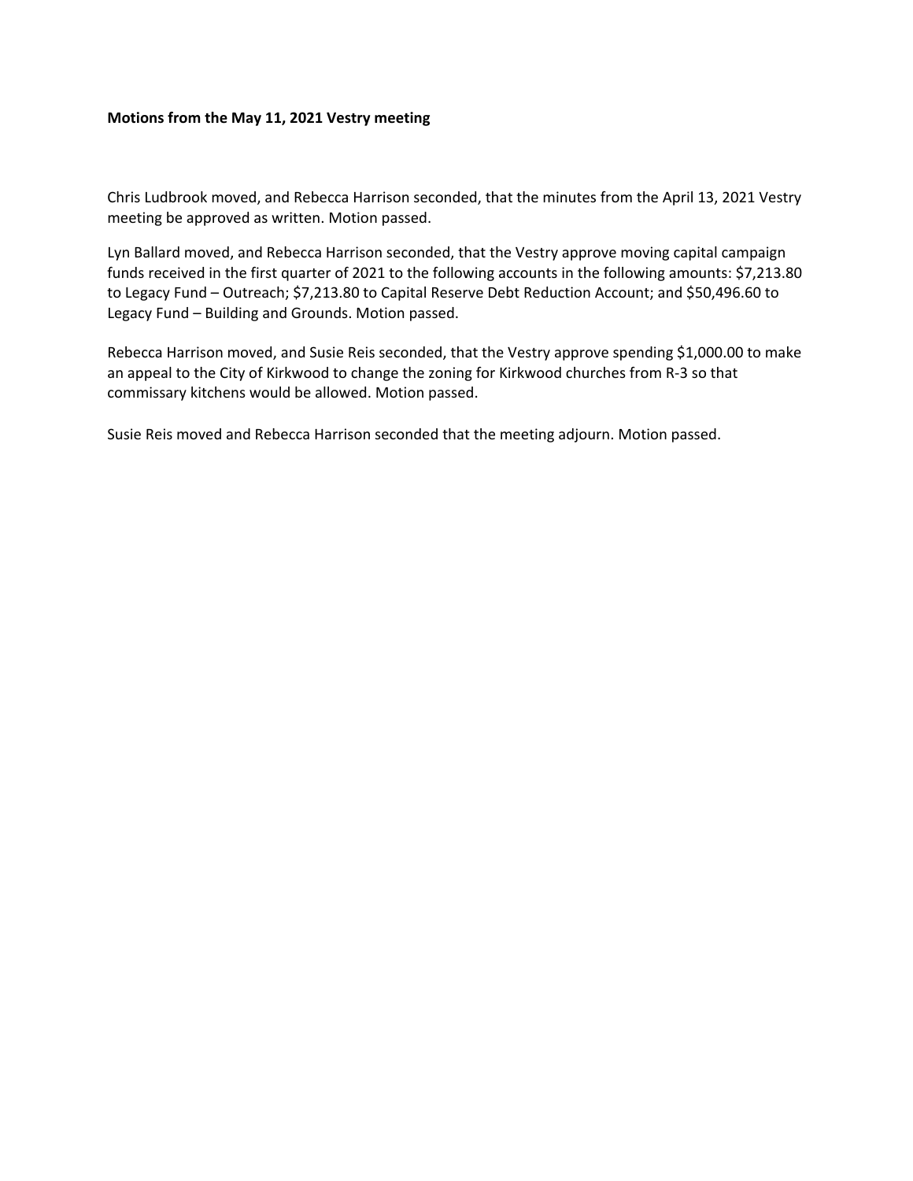**Motions from the May 11, 2021 Vestry meeting**

Chris Ludbrook moved, and Rebecca Harrison seconded, that the minutes from the April 13, 2021 Vestry meeting be approved as written. Motion passed.

Lyn Ballard moved, and Rebecca Harrison seconded, that the Vestry approve moving capital campaign funds received in the first quarter of 2021 to the following accounts in the following amounts: $7,213.80 to Legacy Fund – Outreach; $7,213.80 to Capital Reserve Debt Reduction Account; and $50,496.60 to Legacy Fund – Building and Grounds. Motion passed.

Rebecca Harrison moved, and Susie Reis seconded, that the Vestry approve spending $1,000.00 to make an appeal to the City of Kirkwood to change the zoning for Kirkwood churches from R-3 so that commissary kitchens would be allowed. Motion passed.

Susie Reis moved and Rebecca Harrison seconded that the meeting adjourn. Motion passed.